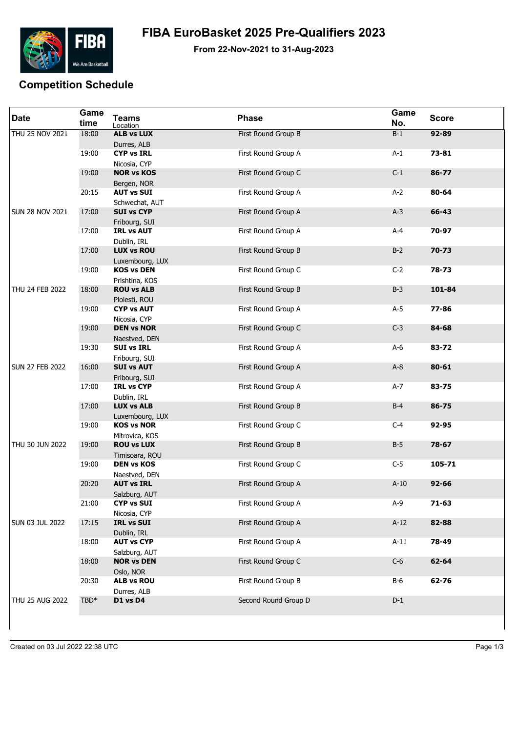# FIBA EuroBasket 2025 Pre-Qualifiers 2023

**From 22-Nov-2021 to 31-Aug-2023**

## Competition Schedule

| Date | Game time | Teams / Location | Phase | Game No. | Score |
|---|---|---|---|---|---|
| THU 25 NOV 2021 | 18:00 | **ALB vs LUX** Durres, ALB | First Round Group B | B-1 | **92-89** |
| | 19:00 | **CYP vs IRL** Nicosia, CYP | First Round Group A | A-1 | **73-81** |
| | 19:00 | **NOR vs KOS** Bergen, NOR | First Round Group C | C-1 | **86-77** |
| | 20:15 | **AUT vs SUI** Schwechat, AUT | First Round Group A | A-2 | **80-64** |
| SUN 28 NOV 2021 | 17:00 | **SUI vs CYP** Fribourg, SUI | First Round Group A | A-3 | **66-43** |
| | 17:00 | **IRL vs AUT** Dublin, IRL | First Round Group A | A-4 | **70-97** |
| | 17:00 | **LUX vs ROU** Luxembourg, LUX | First Round Group B | B-2 | **70-73** |
| | 19:00 | **KOS vs DEN** Prishtina, KOS | First Round Group C | C-2 | **78-73** |
| THU 24 FEB 2022 | 18:00 | **ROU vs ALB** Ploiesti, ROU | First Round Group B | B-3 | **101-84** |
| | 19:00 | **CYP vs AUT** Nicosia, CYP | First Round Group A | A-5 | **77-86** |
| | 19:00 | **DEN vs NOR** Naestved, DEN | First Round Group C | C-3 | **84-68** |
| | 19:30 | **SUI vs IRL** Fribourg, SUI | First Round Group A | A-6 | **83-72** |
| SUN 27 FEB 2022 | 16:00 | **SUI vs AUT** Fribourg, SUI | First Round Group A | A-8 | **80-61** |
| | 17:00 | **IRL vs CYP** Dublin, IRL | First Round Group A | A-7 | **83-75** |
| | 17:00 | **LUX vs ALB** Luxembourg, LUX | First Round Group B | B-4 | **86-75** |
| | 19:00 | **KOS vs NOR** Mitrovica, KOS | First Round Group C | C-4 | **92-95** |
| THU 30 JUN 2022 | 19:00 | **ROU vs LUX** Timisoara, ROU | First Round Group B | B-5 | **78-67** |
| | 19:00 | **DEN vs KOS** Naestved, DEN | First Round Group C | C-5 | **105-71** |
| | 20:20 | **AUT vs IRL** Salzburg, AUT | First Round Group A | A-10 | **92-66** |
| | 21:00 | **CYP vs SUI** Nicosia, CYP | First Round Group A | A-9 | **71-63** |
| SUN 03 JUL 2022 | 17:15 | **IRL vs SUI** Dublin, IRL | First Round Group A | A-12 | **82-88** |
| | 18:00 | **AUT vs CYP** Salzburg, AUT | First Round Group A | A-11 | **78-49** |
| | 18:00 | **NOR vs DEN** Oslo, NOR | First Round Group C | C-6 | **62-64** |
| | 20:30 | **ALB vs ROU** Durres, ALB | First Round Group B | B-6 | **62-76** |
| THU 25 AUG 2022 | TBD* | **D1 vs D4** | Second Round Group D | D-1 | |

Created on 03 Jul 2022 22:38 UTC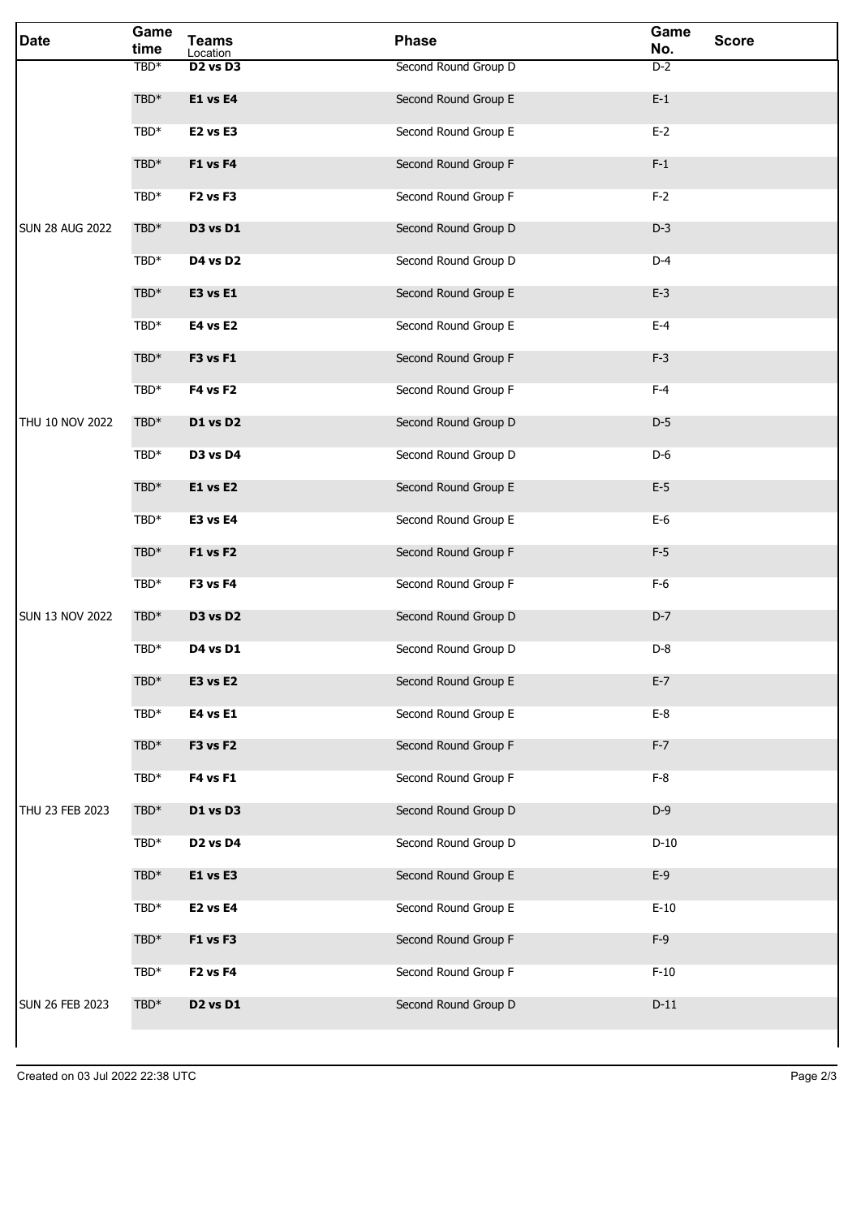| Date | Game time | Teams<br>Location | Phase | Game No. | Score |
|---|---|---|---|---|---|
| | TBD* | **D2 vs D3** | Second Round Group D | D-2 | |
| | TBD* | **E1 vs E4** | Second Round Group E | E-1 | |
| | TBD* | **E2 vs E3** | Second Round Group E | E-2 | |
| | TBD* | **F1 vs F4** | Second Round Group F | F-1 | |
| | TBD* | **F2 vs F3** | Second Round Group F | F-2 | |
| SUN 28 AUG 2022 | TBD* | **D3 vs D1** | Second Round Group D | D-3 | |
| | TBD* | **D4 vs D2** | Second Round Group D | D-4 | |
| | TBD* | **E3 vs E1** | Second Round Group E | E-3 | |
| | TBD* | **E4 vs E2** | Second Round Group E | E-4 | |
| | TBD* | **F3 vs F1** | Second Round Group F | F-3 | |
| | TBD* | **F4 vs F2** | Second Round Group F | F-4 | |
| THU 10 NOV 2022 | TBD* | **D1 vs D2** | Second Round Group D | D-5 | |
| | TBD* | **D3 vs D4** | Second Round Group D | D-6 | |
| | TBD* | **E1 vs E2** | Second Round Group E | E-5 | |
| | TBD* | **E3 vs E4** | Second Round Group E | E-6 | |
| | TBD* | **F1 vs F2** | Second Round Group F | F-5 | |
| | TBD* | **F3 vs F4** | Second Round Group F | F-6 | |
| SUN 13 NOV 2022 | TBD* | **D3 vs D2** | Second Round Group D | D-7 | |
| | TBD* | **D4 vs D1** | Second Round Group D | D-8 | |
| | TBD* | **E3 vs E2** | Second Round Group E | E-7 | |
| | TBD* | **E4 vs E1** | Second Round Group E | E-8 | |
| | TBD* | **F3 vs F2** | Second Round Group F | F-7 | |
| | TBD* | **F4 vs F1** | Second Round Group F | F-8 | |
| THU 23 FEB 2023 | TBD* | **D1 vs D3** | Second Round Group D | D-9 | |
| | TBD* | **D2 vs D4** | Second Round Group D | D-10 | |
| | TBD* | **E1 vs E3** | Second Round Group E | E-9 | |
| | TBD* | **E2 vs E4** | Second Round Group E | E-10 | |
| | TBD* | **F1 vs F3** | Second Round Group F | F-9 | |
| | TBD* | **F2 vs F4** | Second Round Group F | F-10 | |
| SUN 26 FEB 2023 | TBD* | **D2 vs D1** | Second Round Group D | D-11 | |

Created on 03 Jul 2022 22:38 UTC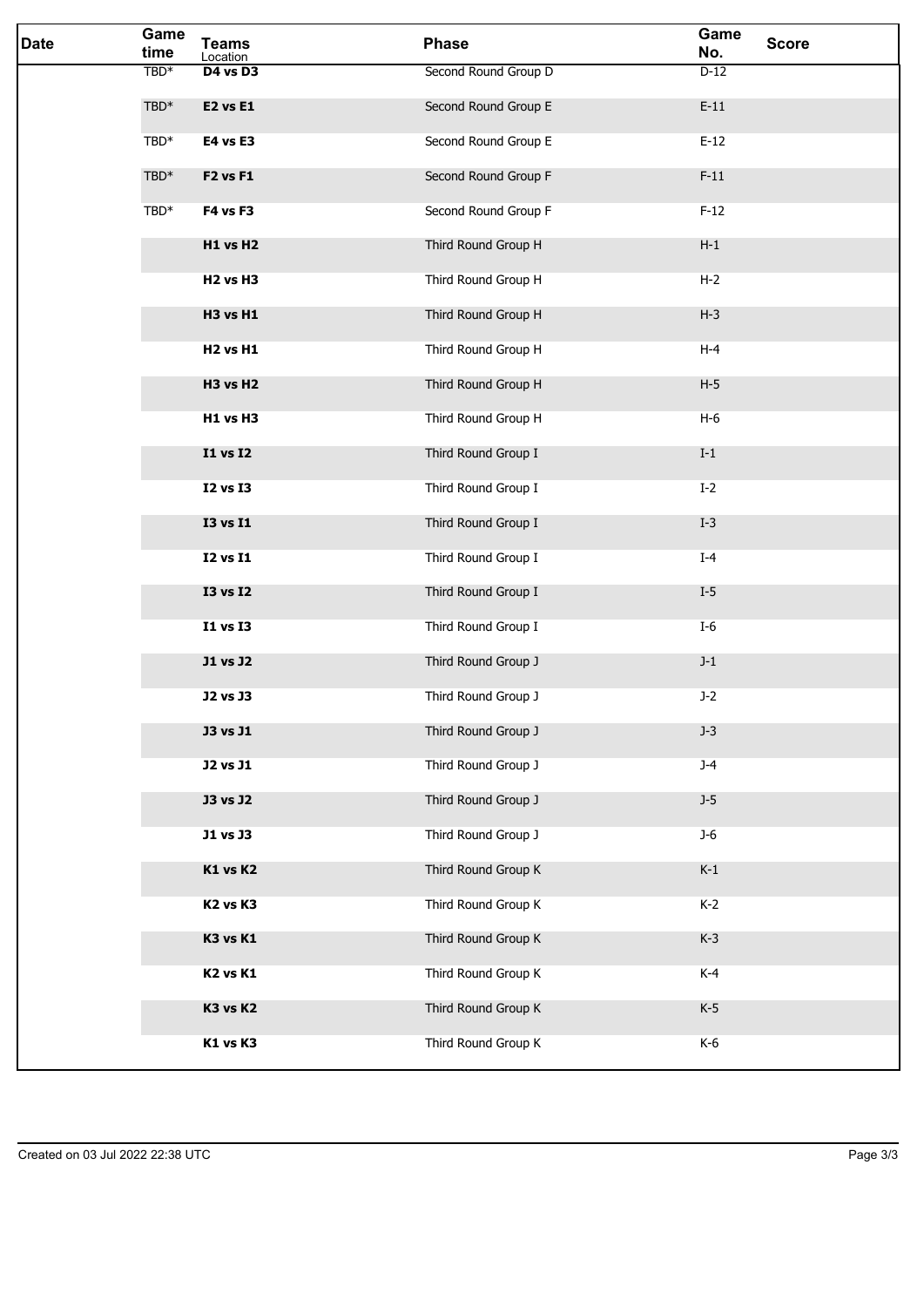| Date | Game time | Teams Location | Phase | Game No. | Score |
| --- | --- | --- | --- | --- | --- |
| | TBD* | **D4 vs D3** | Second Round Group D | D-12 | |
| | TBD* | **E2 vs E1** | Second Round Group E | E-11 | |
| | TBD* | **E4 vs E3** | Second Round Group E | E-12 | |
| | TBD* | **F2 vs F1** | Second Round Group F | F-11 | |
| | TBD* | **F4 vs F3** | Second Round Group F | F-12 | |
| | | **H1 vs H2** | Third Round Group H | H-1 | |
| | | **H2 vs H3** | Third Round Group H | H-2 | |
| | | **H3 vs H1** | Third Round Group H | H-3 | |
| | | **H2 vs H1** | Third Round Group H | H-4 | |
| | | **H3 vs H2** | Third Round Group H | H-5 | |
| | | **H1 vs H3** | Third Round Group H | H-6 | |
| | | **I1 vs I2** | Third Round Group I | I-1 | |
| | | **I2 vs I3** | Third Round Group I | I-2 | |
| | | **I3 vs I1** | Third Round Group I | I-3 | |
| | | **I2 vs I1** | Third Round Group I | I-4 | |
| | | **I3 vs I2** | Third Round Group I | I-5 | |
| | | **I1 vs I3** | Third Round Group I | I-6 | |
| | | **J1 vs J2** | Third Round Group J | J-1 | |
| | | **J2 vs J3** | Third Round Group J | J-2 | |
| | | **J3 vs J1** | Third Round Group J | J-3 | |
| | | **J2 vs J1** | Third Round Group J | J-4 | |
| | | **J3 vs J2** | Third Round Group J | J-5 | |
| | | **J1 vs J3** | Third Round Group J | J-6 | |
| | | **K1 vs K2** | Third Round Group K | K-1 | |
| | | **K2 vs K3** | Third Round Group K | K-2 | |
| | | **K3 vs K1** | Third Round Group K | K-3 | |
| | | **K2 vs K1** | Third Round Group K | K-4 | |
| | | **K3 vs K2** | Third Round Group K | K-5 | |
| | | **K1 vs K3** | Third Round Group K | K-6 | |

Created on 03 Jul 2022 22:38 UTC